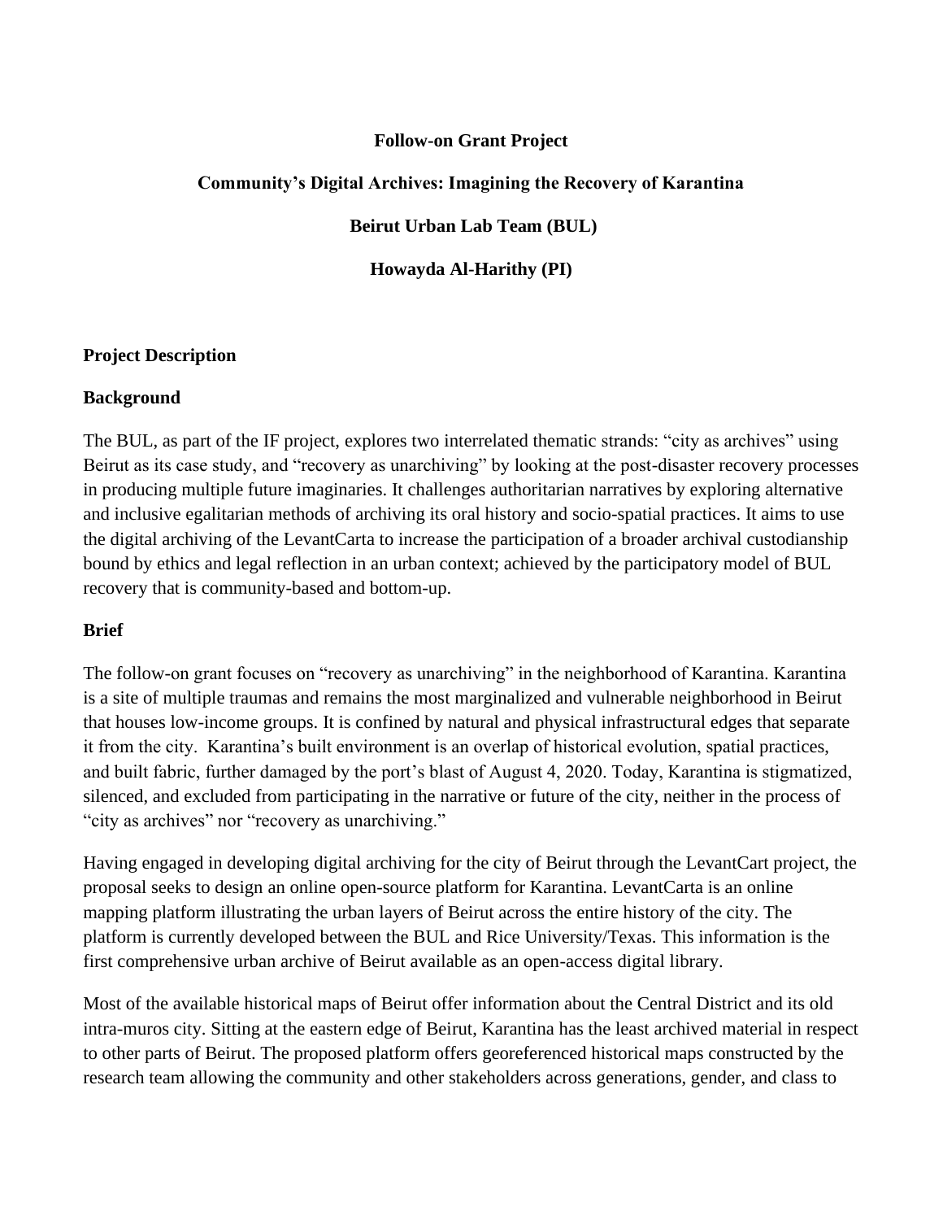**Follow-on Grant Project**

**Community's Digital Archives: Imagining the Recovery of Karantina**

**Beirut Urban Lab Team (BUL)**

**Howayda Al-Harithy (PI)**

## Project Description

### Background

The BUL, as part of the IF project, explores two interrelated thematic strands: "city as archives" using Beirut as its case study, and "recovery as unarchiving" by looking at the post-disaster recovery processes in producing multiple future imaginaries. It challenges authoritarian narratives by exploring alternative and inclusive egalitarian methods of archiving its oral history and socio-spatial practices. It aims to use the digital archiving of the LevantCarta to increase the participation of a broader archival custodianship bound by ethics and legal reflection in an urban context; achieved by the participatory model of BUL recovery that is community-based and bottom-up.

### Brief

The follow-on grant focuses on "recovery as unarchiving" in the neighborhood of Karantina. Karantina is a site of multiple traumas and remains the most marginalized and vulnerable neighborhood in Beirut that houses low-income groups. It is confined by natural and physical infrastructural edges that separate it from the city. Karantina's built environment is an overlap of historical evolution, spatial practices, and built fabric, further damaged by the port's blast of August 4, 2020. Today, Karantina is stigmatized, silenced, and excluded from participating in the narrative or future of the city, neither in the process of "city as archives" nor "recovery as unarchiving."

Having engaged in developing digital archiving for the city of Beirut through the LevantCart project, the proposal seeks to design an online open-source platform for Karantina. LevantCarta is an online mapping platform illustrating the urban layers of Beirut across the entire history of the city. The platform is currently developed between the BUL and Rice University/Texas. This information is the first comprehensive urban archive of Beirut available as an open-access digital library.

Most of the available historical maps of Beirut offer information about the Central District and its old intra-muros city. Sitting at the eastern edge of Beirut, Karantina has the least archived material in respect to other parts of Beirut. The proposed platform offers georeferenced historical maps constructed by the research team allowing the community and other stakeholders across generations, gender, and class to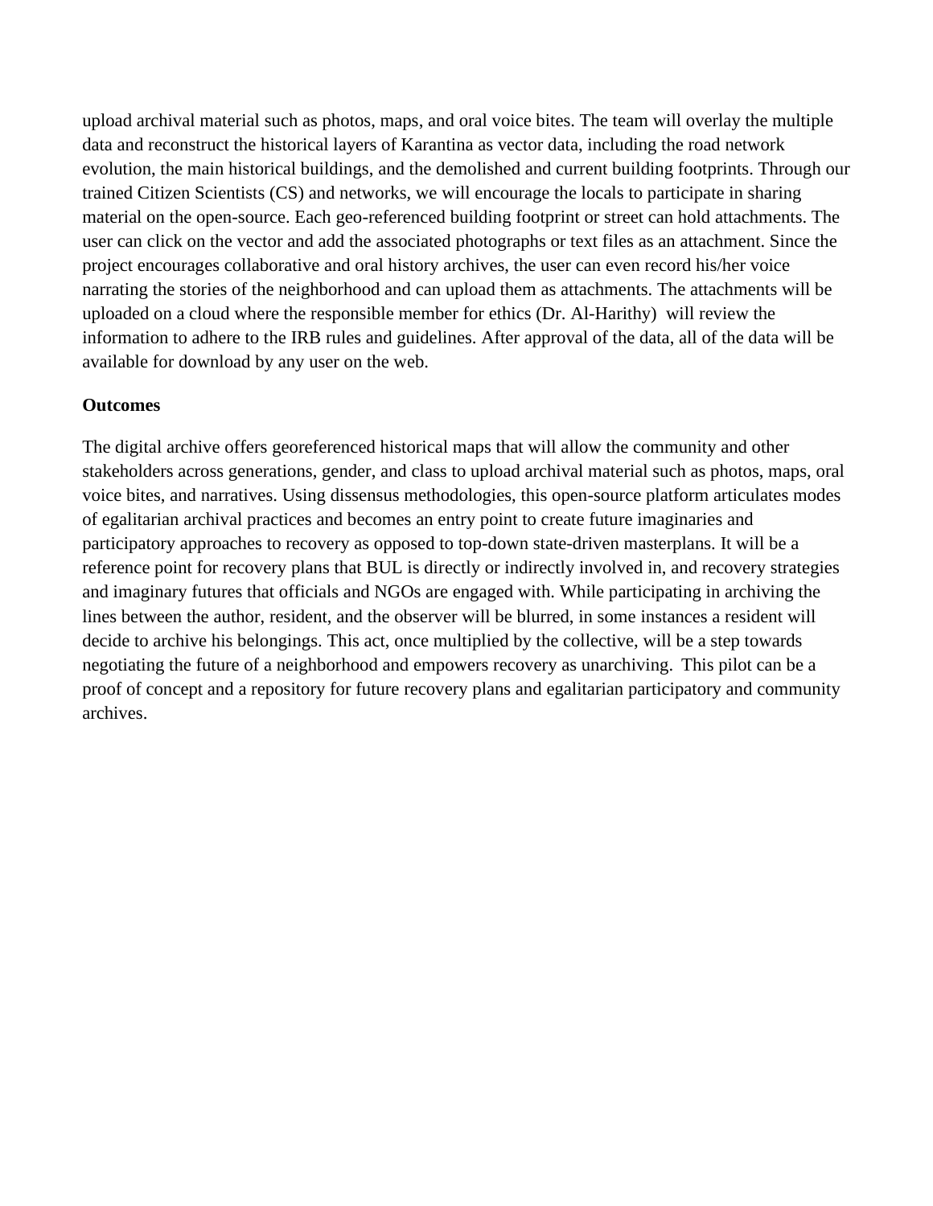upload archival material such as photos, maps, and oral voice bites. The team will overlay the multiple data and reconstruct the historical layers of Karantina as vector data, including the road network evolution, the main historical buildings, and the demolished and current building footprints. Through our trained Citizen Scientists (CS) and networks, we will encourage the locals to participate in sharing material on the open-source. Each geo-referenced building footprint or street can hold attachments. The user can click on the vector and add the associated photographs or text files as an attachment. Since the project encourages collaborative and oral history archives, the user can even record his/her voice narrating the stories of the neighborhood and can upload them as attachments. The attachments will be uploaded on a cloud where the responsible member for ethics (Dr. Al-Harithy) will review the information to adhere to the IRB rules and guidelines. After approval of the data, all of the data will be available for download by any user on the web.

**Outcomes**

The digital archive offers georeferenced historical maps that will allow the community and other stakeholders across generations, gender, and class to upload archival material such as photos, maps, oral voice bites, and narratives. Using dissensus methodologies, this open-source platform articulates modes of egalitarian archival practices and becomes an entry point to create future imaginaries and participatory approaches to recovery as opposed to top-down state-driven masterplans. It will be a reference point for recovery plans that BUL is directly or indirectly involved in, and recovery strategies and imaginary futures that officials and NGOs are engaged with. While participating in archiving the lines between the author, resident, and the observer will be blurred, in some instances a resident will decide to archive his belongings. This act, once multiplied by the collective, will be a step towards negotiating the future of a neighborhood and empowers recovery as unarchiving. This pilot can be a proof of concept and a repository for future recovery plans and egalitarian participatory and community archives.